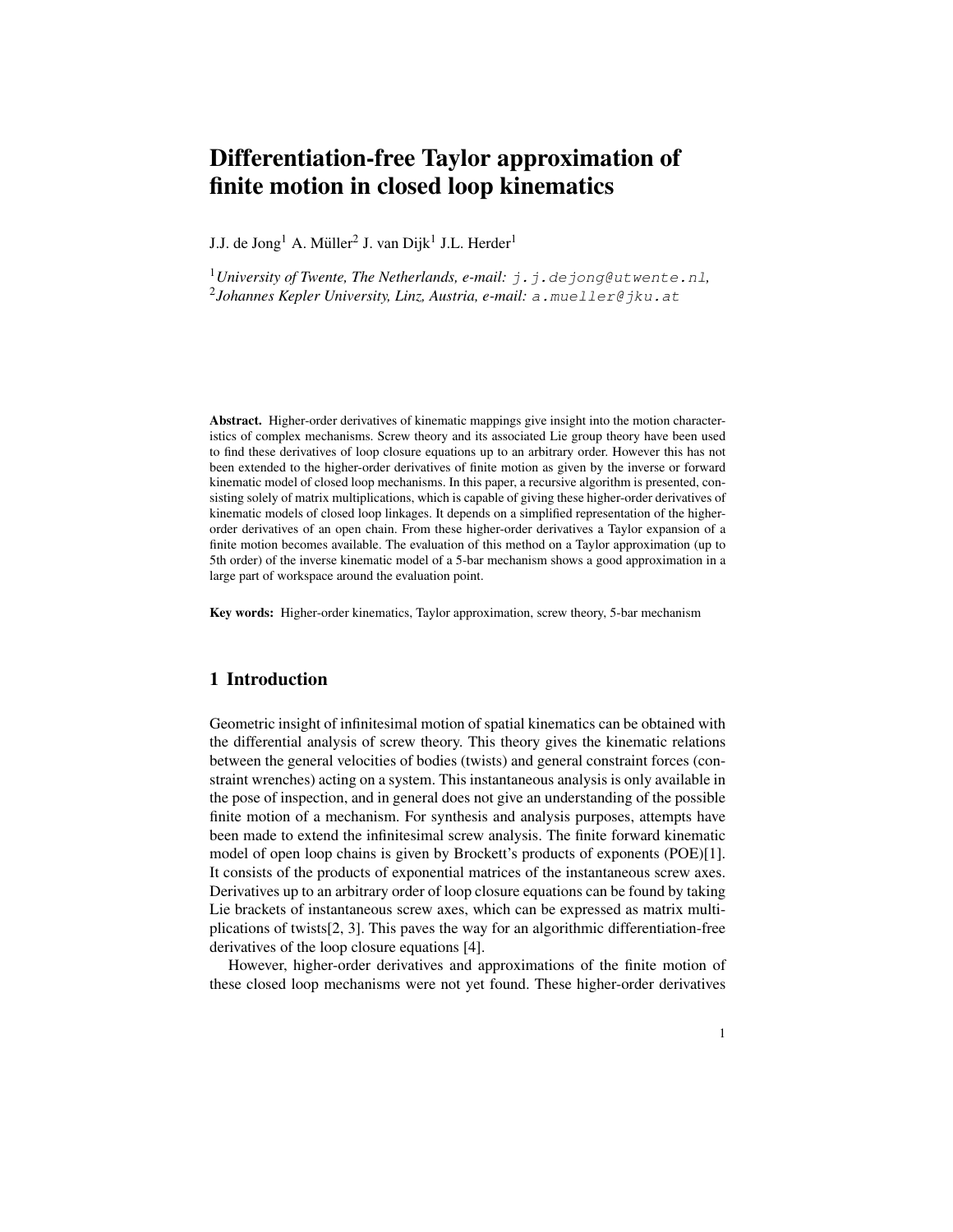# Differentiation-free Taylor approximation of finite motion in closed loop kinematics

J.J. de Jong[1] A. Müller[2] J. van Dijk[1] J.L. Herder[1]

[1] *University of Twente, The Netherlands, e-mail:* `j.j.dejong@utwente.nl`,
[2] *Johannes Kepler University, Linz, Austria, e-mail:* `a.mueller@jku.at`

**Abstract.** Higher-order derivatives of kinematic mappings give insight into the motion characteristics of complex mechanisms. Screw theory and its associated Lie group theory have been used to find these derivatives of loop closure equations up to an arbitrary order. However this has not been extended to the higher-order derivatives of finite motion as given by the inverse or forward kinematic model of closed loop mechanisms. In this paper, a recursive algorithm is presented, consisting solely of matrix multiplications, which is capable of giving these higher-order derivatives of kinematic models of closed loop linkages. It depends on a simplified representation of the higher-order derivatives of an open chain. From these higher-order derivatives a Taylor expansion of a finite motion becomes available. The evaluation of this method on a Taylor approximation (up to 5th order) of the inverse kinematic model of a 5-bar mechanism shows a good approximation in a large part of workspace around the evaluation point.

**Key words:** Higher-order kinematics, Taylor approximation, screw theory, 5-bar mechanism

## 1 Introduction

Geometric insight of infinitesimal motion of spatial kinematics can be obtained with the differential analysis of screw theory. This theory gives the kinematic relations between the general velocities of bodies (twists) and general constraint forces (constraint wrenches) acting on a system. This instantaneous analysis is only available in the pose of inspection, and in general does not give an understanding of the possible finite motion of a mechanism. For synthesis and analysis purposes, attempts have been made to extend the infinitesimal screw analysis. The finite forward kinematic model of open loop chains is given by Brockett's products of exponents (POE)[1]. It consists of the products of exponential matrices of the instantaneous screw axes. Derivatives up to an arbitrary order of loop closure equations can be found by taking Lie brackets of instantaneous screw axes, which can be expressed as matrix multiplications of twists[2, 3]. This paves the way for an algorithmic differentiation-free derivatives of the loop closure equations [4].

However, higher-order derivatives and approximations of the finite motion of these closed loop mechanisms were not yet found. These higher-order derivatives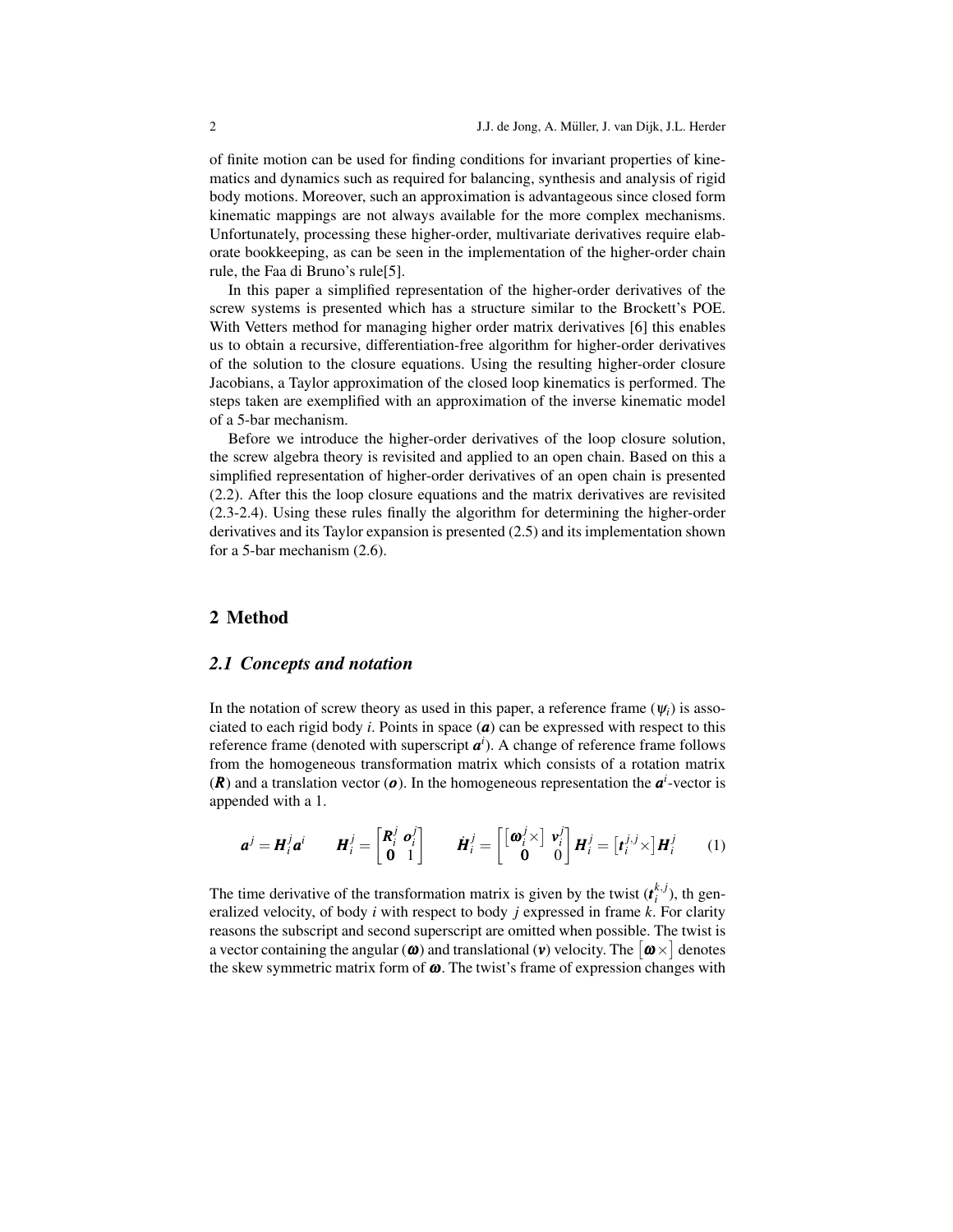of finite motion can be used for finding conditions for invariant properties of kinematics and dynamics such as required for balancing, synthesis and analysis of rigid body motions. Moreover, such an approximation is advantageous since closed form kinematic mappings are not always available for the more complex mechanisms. Unfortunately, processing these higher-order, multivariate derivatives require elaborate bookkeeping, as can be seen in the implementation of the higher-order chain rule, the Faa di Bruno's rule[5].

In this paper a simplified representation of the higher-order derivatives of the screw systems is presented which has a structure similar to the Brockett's POE. With Vetters method for managing higher order matrix derivatives [6] this enables us to obtain a recursive, differentiation-free algorithm for higher-order derivatives of the solution to the closure equations. Using the resulting higher-order closure Jacobians, a Taylor approximation of the closed loop kinematics is performed. The steps taken are exemplified with an approximation of the inverse kinematic model of a 5-bar mechanism.

Before we introduce the higher-order derivatives of the loop closure solution, the screw algebra theory is revisited and applied to an open chain. Based on this a simplified representation of higher-order derivatives of an open chain is presented (2.2). After this the loop closure equations and the matrix derivatives are revisited (2.3-2.4). Using these rules finally the algorithm for determining the higher-order derivatives and its Taylor expansion is presented (2.5) and its implementation shown for a 5-bar mechanism (2.6).

## 2 Method

### 2.1 Concepts and notation

In the notation of screw theory as used in this paper, a reference frame ($\psi_i$) is associated to each rigid body $i$. Points in space ($\boldsymbol{a}$) can be expressed with respect to this reference frame (denoted with superscript $\boldsymbol{a}^i$). A change of reference frame follows from the homogeneous transformation matrix which consists of a rotation matrix ($\boldsymbol{R}$) and a translation vector ($\boldsymbol{o}$). In the homogeneous representation the $\boldsymbol{a}^i$-vector is appended with a 1.

$$\boldsymbol{a}^j = \boldsymbol{H}_i^j \boldsymbol{a}^i \qquad \boldsymbol{H}_i^j = \begin{bmatrix} \boldsymbol{R}_i^j & \boldsymbol{o}_i^j \\ \boldsymbol{0} & 1 \end{bmatrix} \qquad \dot{\boldsymbol{H}}_i^j = \begin{bmatrix} \left[\boldsymbol{\omega}_i^j \times\right] & \boldsymbol{v}_i^j \\ \boldsymbol{0} & 0 \end{bmatrix} \boldsymbol{H}_i^j = \left[\boldsymbol{t}_i^{j,j} \times\right] \boldsymbol{H}_i^j \tag{1}$$

The time derivative of the transformation matrix is given by the twist ($\boldsymbol{t}_i^{k,j}$), th generalized velocity, of body $i$ with respect to body $j$ expressed in frame $k$. For clarity reasons the subscript and second superscript are omitted when possible. The twist is a vector containing the angular ($\boldsymbol{\omega}$) and translational ($\boldsymbol{v}$) velocity. The $\left[\boldsymbol{\omega} \times\right]$ denotes the skew symmetric matrix form of $\boldsymbol{\omega}$. The twist's frame of expression changes with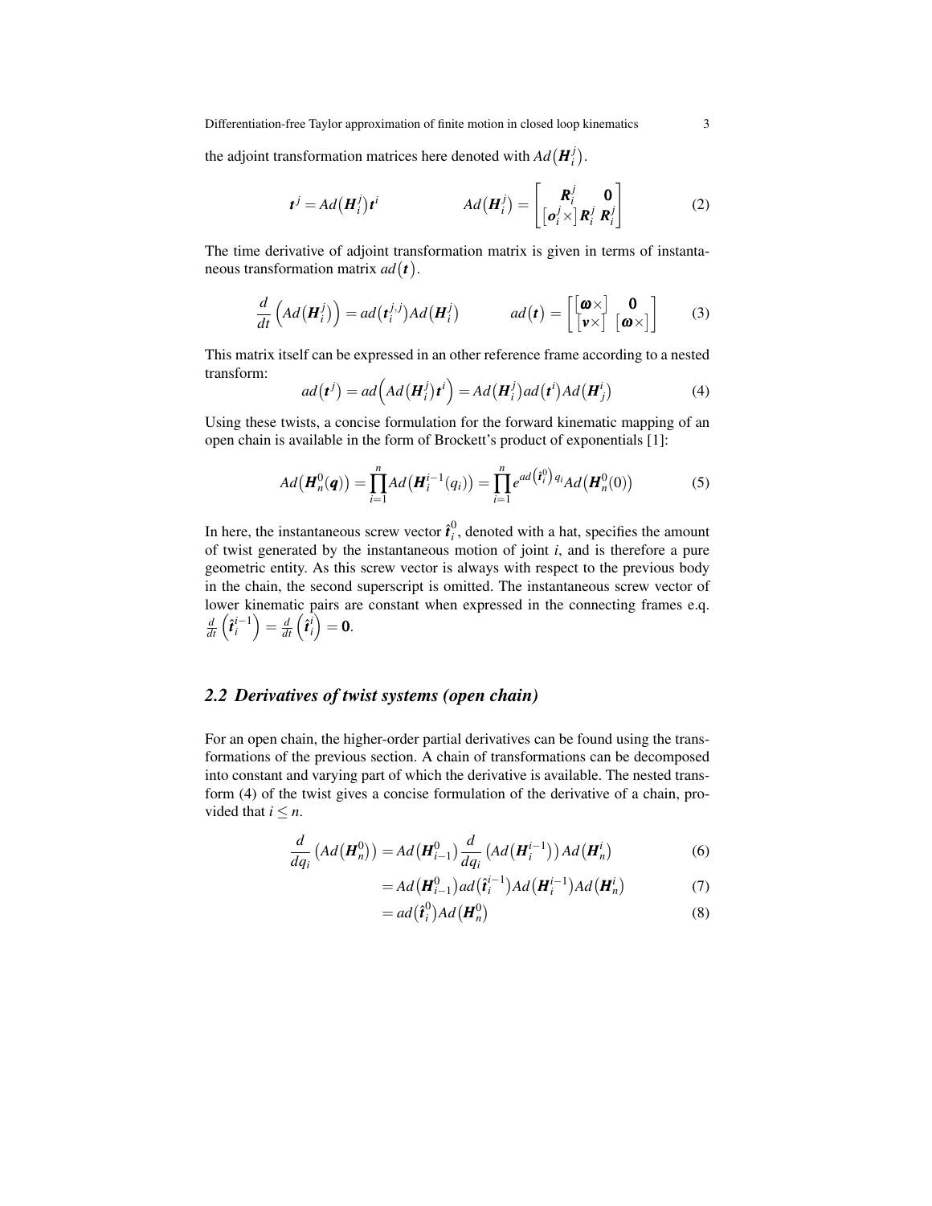the adjoint transformation matrices here denoted with $Ad\left(\boldsymbol{H}_i^j\right)$.

$$
\boldsymbol{t}^j = Ad\left(\boldsymbol{H}_i^j\right)\boldsymbol{t}^i \qquad\qquad Ad\left(\boldsymbol{H}_i^j\right) = \begin{bmatrix} \boldsymbol{R}_i^j & \boldsymbol{0} \\ \left[\boldsymbol{o}_i^j \times\right]\boldsymbol{R}_i^j & \boldsymbol{R}_i^j \end{bmatrix} \tag{2}
$$

The time derivative of adjoint transformation matrix is given in terms of instantaneous transformation matrix $ad\left(\boldsymbol{t}\right)$.

$$
\frac{d}{dt}\left(Ad\left(\boldsymbol{H}_i^j\right)\right) = ad\left(\boldsymbol{t}_i^{j,j}\right)Ad\left(\boldsymbol{H}_i^j\right) \qquad\qquad ad\left(\boldsymbol{t}\right) = \begin{bmatrix} \left[\boldsymbol{\omega}\times\right] & \boldsymbol{0} \\ \left[\boldsymbol{v}\times\right] & \left[\boldsymbol{\omega}\times\right] \end{bmatrix} \tag{3}
$$

This matrix itself can be expressed in an other reference frame according to a nested transform:

$$
ad\left(\boldsymbol{t}^j\right) = ad\left(Ad\left(\boldsymbol{H}_i^j\right)\boldsymbol{t}^i\right) = Ad\left(\boldsymbol{H}_i^j\right)ad\left(\boldsymbol{t}^i\right)Ad\left(\boldsymbol{H}_j^i\right) \tag{4}
$$

Using these twists, a concise formulation for the forward kinematic mapping of an open chain is available in the form of Brockett's product of exponentials [1]:

$$
Ad\left(\boldsymbol{H}_n^0(\boldsymbol{q})\right) = \prod_{i=1}^{n} Ad\left(\boldsymbol{H}_i^{i-1}(q_i)\right) = \prod_{i=1}^{n} e^{ad\left(\hat{\boldsymbol{t}}_i^0\right)q_i} Ad\left(\boldsymbol{H}_n^0(0)\right) \tag{5}
$$

In here, the instantaneous screw vector $\hat{\boldsymbol{t}}_i^0$, denoted with a hat, specifies the amount of twist generated by the instantaneous motion of joint $i$, and is therefore a pure geometric entity. As this screw vector is always with respect to the previous body in the chain, the second superscript is omitted. The instantaneous screw vector of lower kinematic pairs are constant when expressed in the connecting frames e.q. $\frac{d}{dt}\left(\hat{\boldsymbol{t}}_i^{i-1}\right) = \frac{d}{dt}\left(\hat{\boldsymbol{t}}_i^{i}\right) = \boldsymbol{0}$.

## 2.2 Derivatives of twist systems (open chain)

For an open chain, the higher-order partial derivatives can be found using the transformations of the previous section. A chain of transformations can be decomposed into constant and varying part of which the derivative is available. The nested transform (4) of the twist gives a concise formulation of the derivative of a chain, provided that $i \leq n$.

$$
\frac{d}{dq_i}\left(Ad\left(\boldsymbol{H}_n^0\right)\right) = Ad\left(\boldsymbol{H}_{i-1}^0\right)\frac{d}{dq_i}\left(Ad\left(\boldsymbol{H}_i^{i-1}\right)\right)Ad\left(\boldsymbol{H}_n^i\right) \tag{6}
$$

$$
= Ad\left(\boldsymbol{H}_{i-1}^0\right)ad\left(\hat{\boldsymbol{t}}_i^{i-1}\right)Ad\left(\boldsymbol{H}_i^{i-1}\right)Ad\left(\boldsymbol{H}_n^i\right) \tag{7}
$$

$$
= ad\left(\hat{\boldsymbol{t}}_i^0\right)Ad\left(\boldsymbol{H}_n^0\right) \tag{8}
$$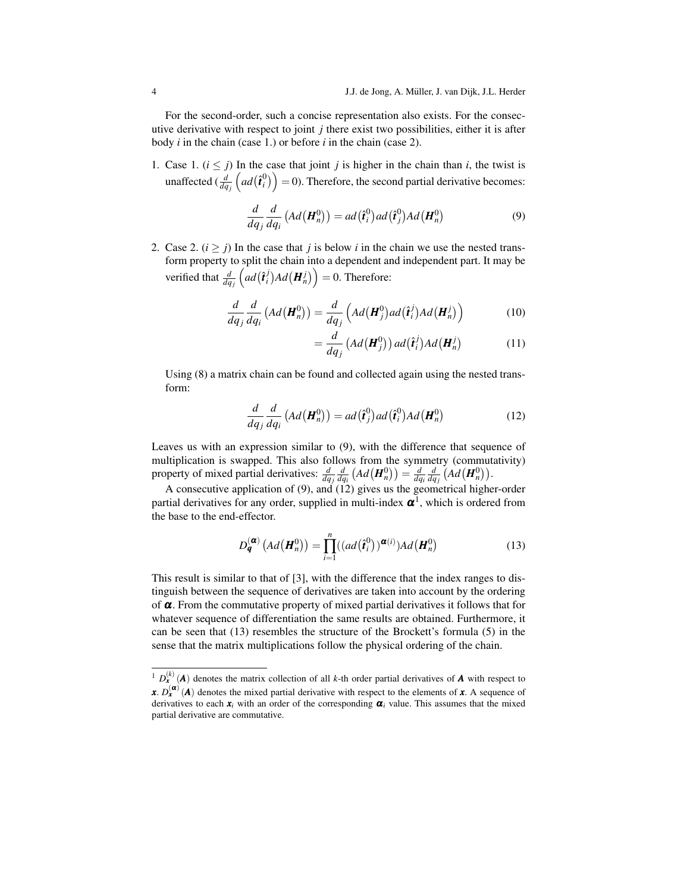For the second-order, such a concise representation also exists. For the consecutive derivative with respect to joint $j$ there exist two possibilities, either it is after body $i$ in the chain (case 1.) or before $i$ in the chain (case 2).

1. Case 1. ($i \leq j$) In the case that joint $j$ is higher in the chain than $i$, the twist is unaffected ($\frac{d}{dq_j}\left(ad(\hat{\boldsymbol{t}}_i^0)\right) = 0$). Therefore, the second partial derivative becomes:

$$\frac{d}{dq_j}\frac{d}{dq_i}\left(Ad(\boldsymbol{H}_n^0)\right) = ad(\hat{\boldsymbol{t}}_i^0)ad(\hat{\boldsymbol{t}}_j^0)Ad(\boldsymbol{H}_n^0) \tag{9}$$

2. Case 2. ($i \geq j$) In the case that $j$ is below $i$ in the chain we use the nested transform property to split the chain into a dependent and independent part. It may be verified that $\frac{d}{dq_j}\left(ad(\hat{\boldsymbol{t}}_i^j)Ad(\boldsymbol{H}_n^j)\right) = 0$. Therefore:

$$\frac{d}{dq_j}\frac{d}{dq_i}\left(Ad(\boldsymbol{H}_n^0)\right) = \frac{d}{dq_j}\left(Ad(\boldsymbol{H}_j^0)ad(\hat{\boldsymbol{t}}_i^j)Ad(\boldsymbol{H}_n^j)\right) \tag{10}$$

$$= \frac{d}{dq_j}\left(Ad(\boldsymbol{H}_j^0)\right)ad(\hat{\boldsymbol{t}}_i^j)Ad(\boldsymbol{H}_n^j) \tag{11}$$

   Using (8) a matrix chain can be found and collected again using the nested transform:

$$\frac{d}{dq_j}\frac{d}{dq_i}\left(Ad(\boldsymbol{H}_n^0)\right) = ad(\hat{\boldsymbol{t}}_j^0)ad(\hat{\boldsymbol{t}}_i^0)Ad(\boldsymbol{H}_n^0) \tag{12}$$

Leaves us with an expression similar to (9), with the difference that sequence of multiplication is swapped. This also follows from the symmetry (commutativity) property of mixed partial derivatives: $\frac{d}{dq_j}\frac{d}{dq_i}\left(Ad(\boldsymbol{H}_n^0)\right) = \frac{d}{dq_i}\frac{d}{dq_j}\left(Ad(\boldsymbol{H}_n^0)\right)$.

A consecutive application of (9), and (12) gives us the geometrical higher-order partial derivatives for any order, supplied in multi-index $\boldsymbol{\alpha}$[1], which is ordered from the base to the end-effector.

$$D_{\boldsymbol{q}}^{\langle\boldsymbol{\alpha}\rangle}\left(Ad(\boldsymbol{H}_n^0)\right) = \prod_{i=1}^{n}((ad(\hat{\boldsymbol{t}}_i^0))^{\boldsymbol{\alpha}(i)})Ad(\boldsymbol{H}_n^0) \tag{13}$$

This result is similar to that of [3], with the difference that the index ranges to distinguish between the sequence of derivatives are taken into account by the ordering of $\boldsymbol{\alpha}$. From the commutative property of mixed partial derivatives it follows that for whatever sequence of differentiation the same results are obtained. Furthermore, it can be seen that (13) resembles the structure of the Brockett's formula (5) in the sense that the matrix multiplications follow the physical ordering of the chain.

[1] $D_{\boldsymbol{x}}^{(k)}(\boldsymbol{A})$ denotes the matrix collection of all $k$-th order partial derivatives of $\boldsymbol{A}$ with respect to $\boldsymbol{x}$. $D_{\boldsymbol{x}}^{\langle\boldsymbol{\alpha}\rangle}(\boldsymbol{A})$ denotes the mixed partial derivative with respect to the elements of $\boldsymbol{x}$. A sequence of derivatives to each $\boldsymbol{x}_i$ with an order of the corresponding $\boldsymbol{\alpha}_i$ value. This assumes that the mixed partial derivative are commutative.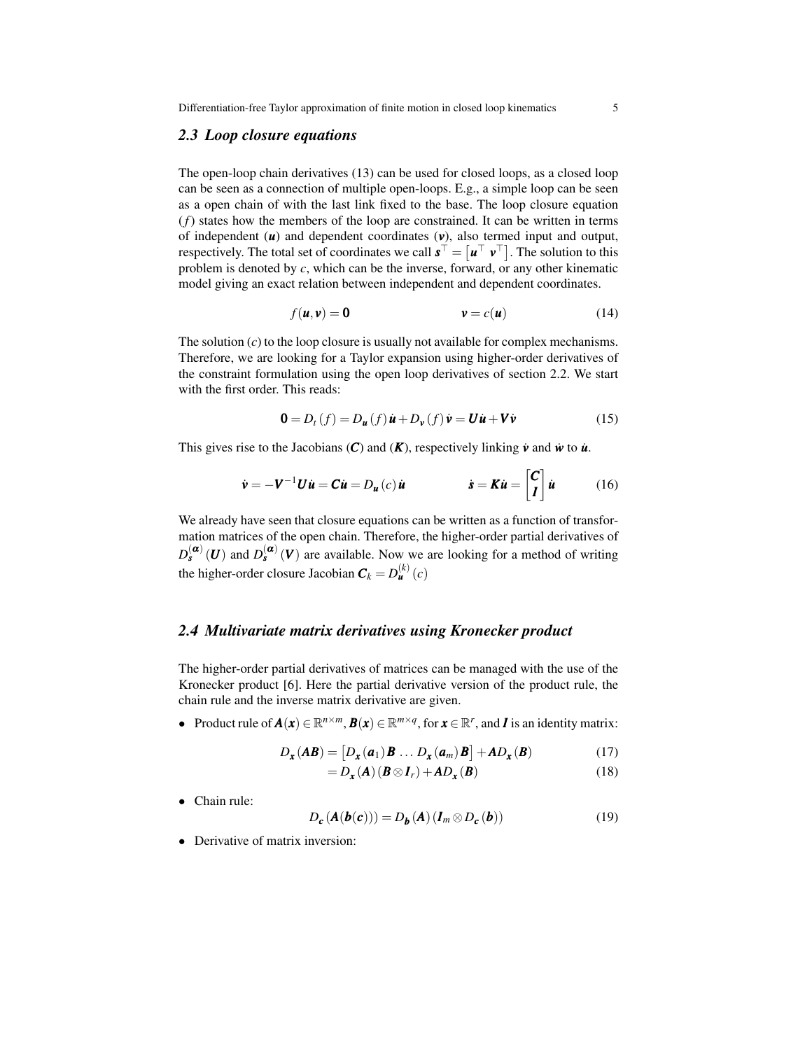### 2.3 Loop closure equations

The open-loop chain derivatives (13) can be used for closed loops, as a closed loop can be seen as a connection of multiple open-loops. E.g., a simple loop can be seen as a open chain of with the last link fixed to the base. The loop closure equation ($f$) states how the members of the loop are constrained. It can be written in terms of independent ($\boldsymbol{u}$) and dependent coordinates ($\boldsymbol{v}$), also termed input and output, respectively. The total set of coordinates we call $\boldsymbol{s}^\top = \begin{bmatrix}\boldsymbol{u}^\top & \boldsymbol{v}^\top\end{bmatrix}$. The solution to this problem is denoted by $c$, which can be the inverse, forward, or any other kinematic model giving an exact relation between independent and dependent coordinates.

$$f(\boldsymbol{u},\boldsymbol{v}) = \boldsymbol{0} \qquad\qquad \boldsymbol{v} = c(\boldsymbol{u}) \tag{14}$$

The solution ($c$) to the loop closure is usually not available for complex mechanisms. Therefore, we are looking for a Taylor expansion using higher-order derivatives of the constraint formulation using the open loop derivatives of section 2.2. We start with the first order. This reads:

$$\boldsymbol{0} = D_t(f) = D_{\boldsymbol{u}}(f)\,\dot{\boldsymbol{u}} + D_{\boldsymbol{v}}(f)\,\dot{\boldsymbol{v}} = \boldsymbol{U}\dot{\boldsymbol{u}} + \boldsymbol{V}\dot{\boldsymbol{v}} \tag{15}$$

This gives rise to the Jacobians ($\boldsymbol{C}$) and ($\boldsymbol{K}$), respectively linking $\dot{\boldsymbol{v}}$ and $\dot{\boldsymbol{w}}$ to $\dot{\boldsymbol{u}}$.

$$\dot{\boldsymbol{v}} = -\boldsymbol{V}^{-1}\boldsymbol{U}\dot{\boldsymbol{u}} = \boldsymbol{C}\dot{\boldsymbol{u}} = D_{\boldsymbol{u}}(c)\,\dot{\boldsymbol{u}} \qquad\qquad \dot{\boldsymbol{s}} = \boldsymbol{K}\dot{\boldsymbol{u}} = \begin{bmatrix}\boldsymbol{C}\\ \boldsymbol{I}\end{bmatrix}\dot{\boldsymbol{u}} \tag{16}$$

We already have seen that closure equations can be written as a function of transformation matrices of the open chain. Therefore, the higher-order partial derivatives of $D_{\boldsymbol{s}}^{(\boldsymbol{\alpha})}(\boldsymbol{U})$ and $D_{\boldsymbol{s}}^{(\boldsymbol{\alpha})}(\boldsymbol{V})$ are available. Now we are looking for a method of writing the higher-order closure Jacobian $\boldsymbol{C}_k = D_{\boldsymbol{u}}^{(k)}(c)$

### 2.4 Multivariate matrix derivatives using Kronecker product

The higher-order partial derivatives of matrices can be managed with the use of the Kronecker product [6]. Here the partial derivative version of the product rule, the chain rule and the inverse matrix derivative are given.

- Product rule of $\boldsymbol{A}(\boldsymbol{x}) \in \mathbb{R}^{n\times m}$, $\boldsymbol{B}(\boldsymbol{x}) \in \mathbb{R}^{m\times q}$, for $\boldsymbol{x} \in \mathbb{R}^r$, and $\boldsymbol{I}$ is an identity matrix:

$$D_{\boldsymbol{x}}(\boldsymbol{AB}) = \begin{bmatrix}D_{\boldsymbol{x}}(\boldsymbol{a}_1)\boldsymbol{B} \dots D_{\boldsymbol{x}}(\boldsymbol{a}_m)\boldsymbol{B}\end{bmatrix} + \boldsymbol{A}D_{\boldsymbol{x}}(\boldsymbol{B}) \tag{17}$$

$$= D_{\boldsymbol{x}}(\boldsymbol{A})(\boldsymbol{B}\otimes \boldsymbol{I}_r) + \boldsymbol{A}D_{\boldsymbol{x}}(\boldsymbol{B}) \tag{18}$$

- Chain rule:

$$D_{\boldsymbol{c}}(\boldsymbol{A}(\boldsymbol{b}(\boldsymbol{c}))) = D_{\boldsymbol{b}}(\boldsymbol{A})(\boldsymbol{I}_m \otimes D_{\boldsymbol{c}}(\boldsymbol{b})) \tag{19}$$

- Derivative of matrix inversion: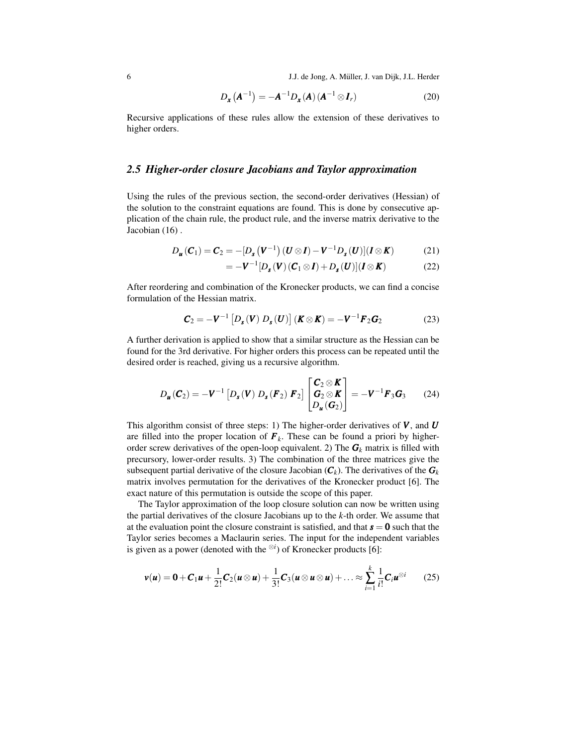$$D_{\boldsymbol{x}}\left(\boldsymbol{A}^{-1}\right) = -\boldsymbol{A}^{-1} D_{\boldsymbol{x}}(\boldsymbol{A})\left(\boldsymbol{A}^{-1} \otimes \boldsymbol{I}_r\right) \tag{20}$$

Recursive applications of these rules allow the extension of these derivatives to higher orders.

### 2.5 Higher-order closure Jacobians and Taylor approximation

Using the rules of the previous section, the second-order derivatives (Hessian) of the solution to the constraint equations are found. This is done by consecutive application of the chain rule, the product rule, and the inverse matrix derivative to the Jacobian (16) .

$$D_{\boldsymbol{u}}(\boldsymbol{C}_1) = \boldsymbol{C}_2 = -[D_{\boldsymbol{s}}\left(\boldsymbol{V}^{-1}\right)(\boldsymbol{U} \otimes \boldsymbol{I}) - \boldsymbol{V}^{-1} D_{\boldsymbol{s}}(\boldsymbol{U})](\boldsymbol{I} \otimes \boldsymbol{K}) \tag{21}$$

$$= -\boldsymbol{V}^{-1}[D_{\boldsymbol{s}}(\boldsymbol{V})(\boldsymbol{C}_1 \otimes \boldsymbol{I}) + D_{\boldsymbol{s}}(\boldsymbol{U})](\boldsymbol{I} \otimes \boldsymbol{K}) \tag{22}$$

After reordering and combination of the Kronecker products, we can find a concise formulation of the Hessian matrix.

$$\boldsymbol{C}_2 = -\boldsymbol{V}^{-1}\left[D_{\boldsymbol{s}}(\boldsymbol{V})\ D_{\boldsymbol{s}}(\boldsymbol{U})\right](\boldsymbol{K} \otimes \boldsymbol{K}) = -\boldsymbol{V}^{-1} \boldsymbol{F}_2 \boldsymbol{G}_2 \tag{23}$$

A further derivation is applied to show that a similar structure as the Hessian can be found for the 3rd derivative. For higher orders this process can be repeated until the desired order is reached, giving us a recursive algorithm.

$$D_{\boldsymbol{u}}(\boldsymbol{C}_2) = -\boldsymbol{V}^{-1}\left[D_{\boldsymbol{s}}(\boldsymbol{V})\ D_{\boldsymbol{s}}(\boldsymbol{F}_2)\ \boldsymbol{F}_2\right]\begin{bmatrix}\boldsymbol{C}_2 \otimes \boldsymbol{K} \\ \boldsymbol{G}_2 \otimes \boldsymbol{K} \\ D_{\boldsymbol{u}}(\boldsymbol{G}_2)\end{bmatrix} = -\boldsymbol{V}^{-1} \boldsymbol{F}_3 \boldsymbol{G}_3 \tag{24}$$

This algorithm consist of three steps: 1) The higher-order derivatives of $\boldsymbol{V}$, and $\boldsymbol{U}$ are filled into the proper location of $\boldsymbol{F}_k$. These can be found a priori by higher-order screw derivatives of the open-loop equivalent. 2) The $\boldsymbol{G}_k$ matrix is filled with precursory, lower-order results. 3) The combination of the three matrices give the subsequent partial derivative of the closure Jacobian ($\boldsymbol{C}_k$). The derivatives of the $\boldsymbol{G}_k$ matrix involves permutation for the derivatives of the Kronecker product [6]. The exact nature of this permutation is outside the scope of this paper.

The Taylor approximation of the loop closure solution can now be written using the partial derivatives of the closure Jacobians up to the $k$-th order. We assume that at the evaluation point the closure constraint is satisfied, and that $\boldsymbol{s} = \boldsymbol{0}$ such that the Taylor series becomes a Maclaurin series. The input for the independent variables is given as a power (denoted with the $^{\otimes i}$) of Kronecker products [6]:

$$\boldsymbol{v}(\boldsymbol{u}) = \boldsymbol{0} + \boldsymbol{C}_1 \boldsymbol{u} + \frac{1}{2!}\boldsymbol{C}_2(\boldsymbol{u} \otimes \boldsymbol{u}) + \frac{1}{3!}\boldsymbol{C}_3(\boldsymbol{u} \otimes \boldsymbol{u} \otimes \boldsymbol{u}) + \ldots \approx \sum_{i=1}^{k} \frac{1}{i!}\boldsymbol{C}_i \boldsymbol{u}^{\otimes i} \tag{25}$$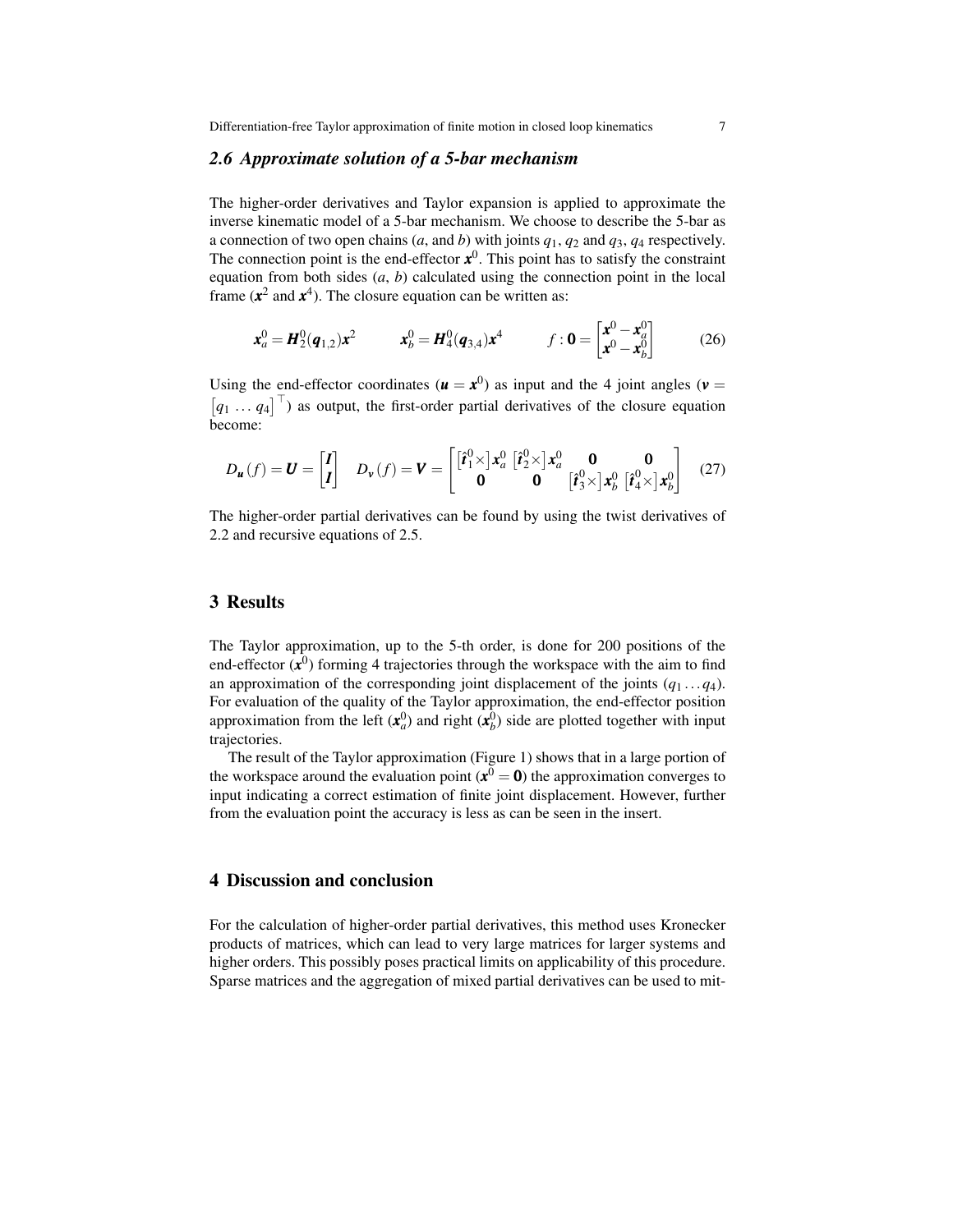### 2.6 Approximate solution of a 5-bar mechanism

The higher-order derivatives and Taylor expansion is applied to approximate the inverse kinematic model of a 5-bar mechanism. We choose to describe the 5-bar as a connection of two open chains ($a$, and $b$) with joints $q_1$, $q_2$ and $q_3$, $q_4$ respectively. The connection point is the end-effector $\boldsymbol{x}^0$. This point has to satisfy the constraint equation from both sides ($a$, $b$) calculated using the connection point in the local frame ($\boldsymbol{x}^2$ and $\boldsymbol{x}^4$). The closure equation can be written as:

$$\boldsymbol{x}_a^0 = \boldsymbol{H}_2^0(\boldsymbol{q}_{1,2})\boldsymbol{x}^2 \qquad \boldsymbol{x}_b^0 = \boldsymbol{H}_4^0(\boldsymbol{q}_{3,4})\boldsymbol{x}^4 \qquad f : \boldsymbol{0} = \begin{bmatrix} \boldsymbol{x}^0 - \boldsymbol{x}_a^0 \\ \boldsymbol{x}^0 - \boldsymbol{x}_b^0 \end{bmatrix} \tag{26}$$

Using the end-effector coordinates ($\boldsymbol{u} = \boldsymbol{x}^0$) as input and the 4 joint angles ($\boldsymbol{v} = \begin{bmatrix} q_1 \dots q_4 \end{bmatrix}^\top$) as output, the first-order partial derivatives of the closure equation become:

$$D_{\boldsymbol{u}}(f) = \boldsymbol{U} = \begin{bmatrix} \boldsymbol{I} \\ \boldsymbol{I} \end{bmatrix} \quad D_{\boldsymbol{v}}(f) = \boldsymbol{V} = \begin{bmatrix} \left[\hat{\boldsymbol{t}}_1^0 \times\right] \boldsymbol{x}_a^0 & \left[\hat{\boldsymbol{t}}_2^0 \times\right] \boldsymbol{x}_a^0 & \boldsymbol{0} & \boldsymbol{0} \\ \boldsymbol{0} & \boldsymbol{0} & \left[\hat{\boldsymbol{t}}_3^0 \times\right] \boldsymbol{x}_b^0 & \left[\hat{\boldsymbol{t}}_4^0 \times\right] \boldsymbol{x}_b^0 \end{bmatrix} \tag{27}$$

The higher-order partial derivatives can be found by using the twist derivatives of 2.2 and recursive equations of 2.5.

## 3 Results

The Taylor approximation, up to the 5-th order, is done for 200 positions of the end-effector ($\boldsymbol{x}^0$) forming 4 trajectories through the workspace with the aim to find an approximation of the corresponding joint displacement of the joints ($q_1 \dots q_4$). For evaluation of the quality of the Taylor approximation, the end-effector position approximation from the left ($\boldsymbol{x}_a^0$) and right ($\boldsymbol{x}_b^0$) side are plotted together with input trajectories.

The result of the Taylor approximation (Figure 1) shows that in a large portion of the workspace around the evaluation point ($\boldsymbol{x}^0 = \boldsymbol{0}$) the approximation converges to input indicating a correct estimation of finite joint displacement. However, further from the evaluation point the accuracy is less as can be seen in the insert.

## 4 Discussion and conclusion

For the calculation of higher-order partial derivatives, this method uses Kronecker products of matrices, which can lead to very large matrices for larger systems and higher orders. This possibly poses practical limits on applicability of this procedure. Sparse matrices and the aggregation of mixed partial derivatives can be used to mit-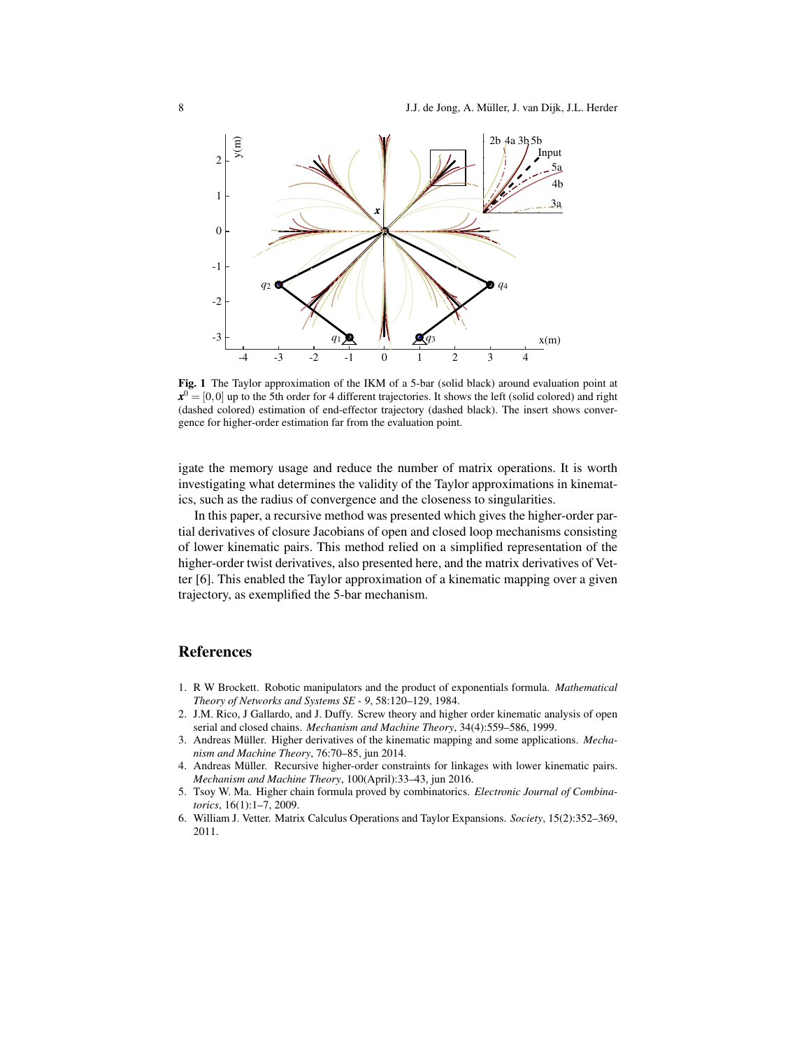y(m)

2

1

0

-1

-2

-3

-4 -3 -2 -1 0 1 2 3 4

x(m)

$\boldsymbol{x}$

$q_2$

$q_4$

$q_1$

$q_3$

2b 4a 3b 5b

Input

5a

4b

3a

**Fig. 1** The Taylor approximation of the IKM of a 5-bar (solid black) around evaluation point at $\boldsymbol{x}^0 = [0, 0]$ up to the 5th order for 4 different trajectories. It shows the left (solid colored) and right (dashed colored) estimation of end-effector trajectory (dashed black). The insert shows convergence for higher-order estimation far from the evaluation point.

igate the memory usage and reduce the number of matrix operations. It is worth investigating what determines the validity of the Taylor approximations in kinematics, such as the radius of convergence and the closeness to singularities.

In this paper, a recursive method was presented which gives the higher-order partial derivatives of closure Jacobians of open and closed loop mechanisms consisting of lower kinematic pairs. This method relied on a simplified representation of the higher-order twist derivatives, also presented here, and the matrix derivatives of Vetter [6]. This enabled the Taylor approximation of a kinematic mapping over a given trajectory, as exemplified the 5-bar mechanism.

## References

1. R W Brockett. Robotic manipulators and the product of exponentials formula. *Mathematical Theory of Networks and Systems SE - 9*, 58:120–129, 1984.
2. J.M. Rico, J Gallardo, and J. Duffy. Screw theory and higher order kinematic analysis of open serial and closed chains. *Mechanism and Machine Theory*, 34(4):559–586, 1999.
3. Andreas Müller. Higher derivatives of the kinematic mapping and some applications. *Mechanism and Machine Theory*, 76:70–85, jun 2014.
4. Andreas Müller. Recursive higher-order constraints for linkages with lower kinematic pairs. *Mechanism and Machine Theory*, 100(April):33–43, jun 2016.
5. Tsoy W. Ma. Higher chain formula proved by combinatorics. *Electronic Journal of Combinatorics*, 16(1):1–7, 2009.
6. William J. Vetter. Matrix Calculus Operations and Taylor Expansions. *Society*, 15(2):352–369, 2011.